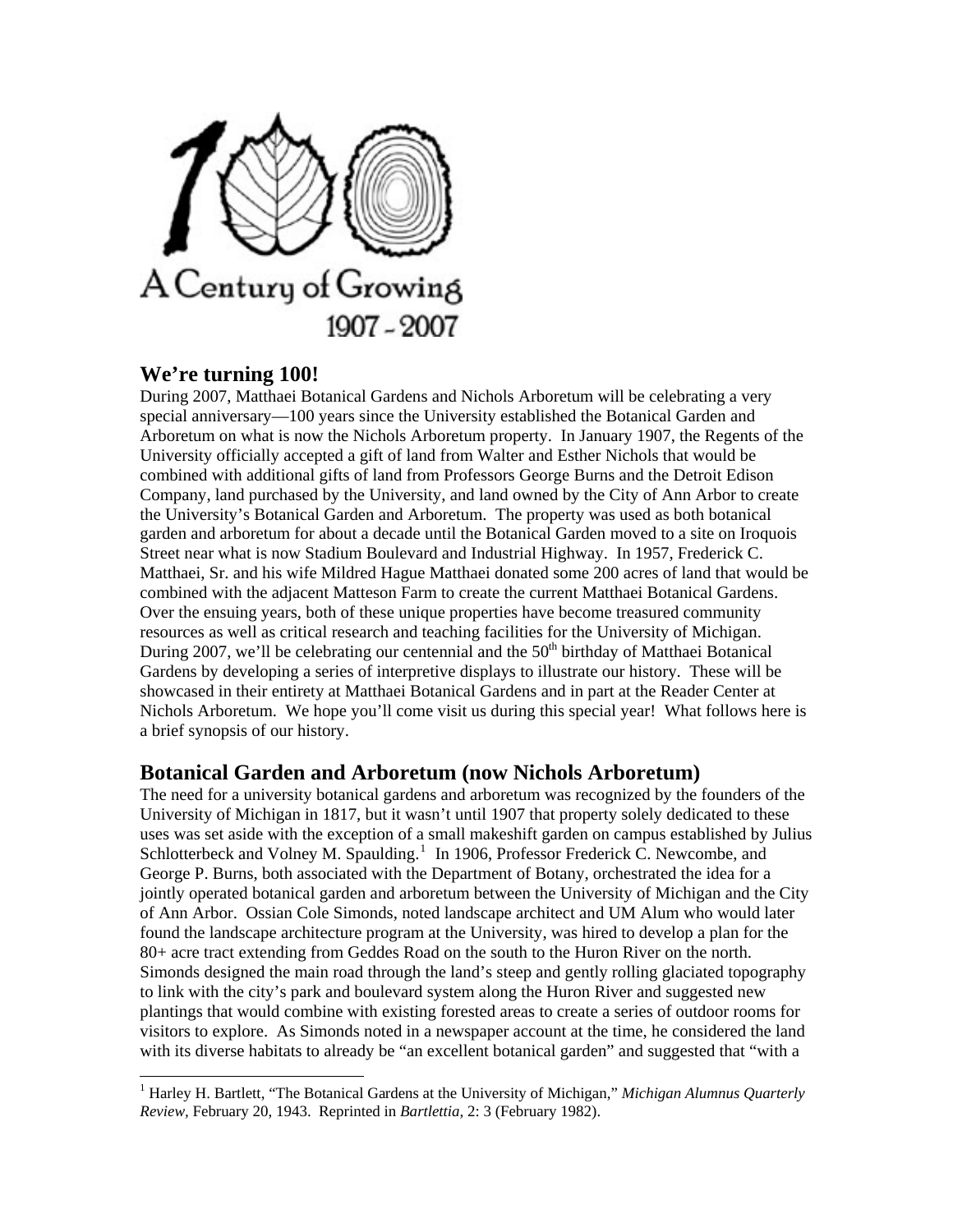A Century of Growing

1907 - 2007

## We're turning 100!

During 2007, Matthaei Botanical Gardens and Nichols Arboretum will be celebrating a very special anniversary—100 years since the University established the Botanical Garden and Arboretum on what is now the Nichols Arboretum property. In January 1907, the Regents of the University officially accepted a gift of land from Walter and Esther Nichols that would be combined with additional gifts of land from Professors George Burns and the Detroit Edison Company, land purchased by the University, and land owned by the City of Ann Arbor to create the University's Botanical Garden and Arboretum. The property was used as both botanical garden and arboretum for about a decade until the Botanical Garden moved to a site on Iroquois Street near what is now Stadium Boulevard and Industrial Highway. In 1957, Frederick C. Matthaei, Sr. and his wife Mildred Hague Matthaei donated some 200 acres of land that would be combined with the adjacent Matteson Farm to create the current Matthaei Botanical Gardens. Over the ensuing years, both of these unique properties have become treasured community resources as well as critical research and teaching facilities for the University of Michigan. During 2007, we'll be celebrating our centennial and the 50th birthday of Matthaei Botanical Gardens by developing a series of interpretive displays to illustrate our history. These will be showcased in their entirety at Matthaei Botanical Gardens and in part at the Reader Center at Nichols Arboretum. We hope you'll come visit us during this special year! What follows here is a brief synopsis of our history.

## Botanical Garden and Arboretum (now Nichols Arboretum)

The need for a university botanical gardens and arboretum was recognized by the founders of the University of Michigan in 1817, but it wasn't until 1907 that property solely dedicated to these uses was set aside with the exception of a small makeshift garden on campus established by Julius Schlotterbeck and Volney M. Spaulding.[1] In 1906, Professor Frederick C. Newcombe, and George P. Burns, both associated with the Department of Botany, orchestrated the idea for a jointly operated botanical garden and arboretum between the University of Michigan and the City of Ann Arbor. Ossian Cole Simonds, noted landscape architect and UM Alum who would later found the landscape architecture program at the University, was hired to develop a plan for the 80+ acre tract extending from Geddes Road on the south to the Huron River on the north. Simonds designed the main road through the land's steep and gently rolling glaciated topography to link with the city's park and boulevard system along the Huron River and suggested new plantings that would combine with existing forested areas to create a series of outdoor rooms for visitors to explore. As Simonds noted in a newspaper account at the time, he considered the land with its diverse habitats to already be "an excellent botanical garden" and suggested that "with a

[1] Harley H. Bartlett, "The Botanical Gardens at the University of Michigan," *Michigan Alumnus Quarterly Review*, February 20, 1943. Reprinted in *Bartlettia*, 2: 3 (February 1982).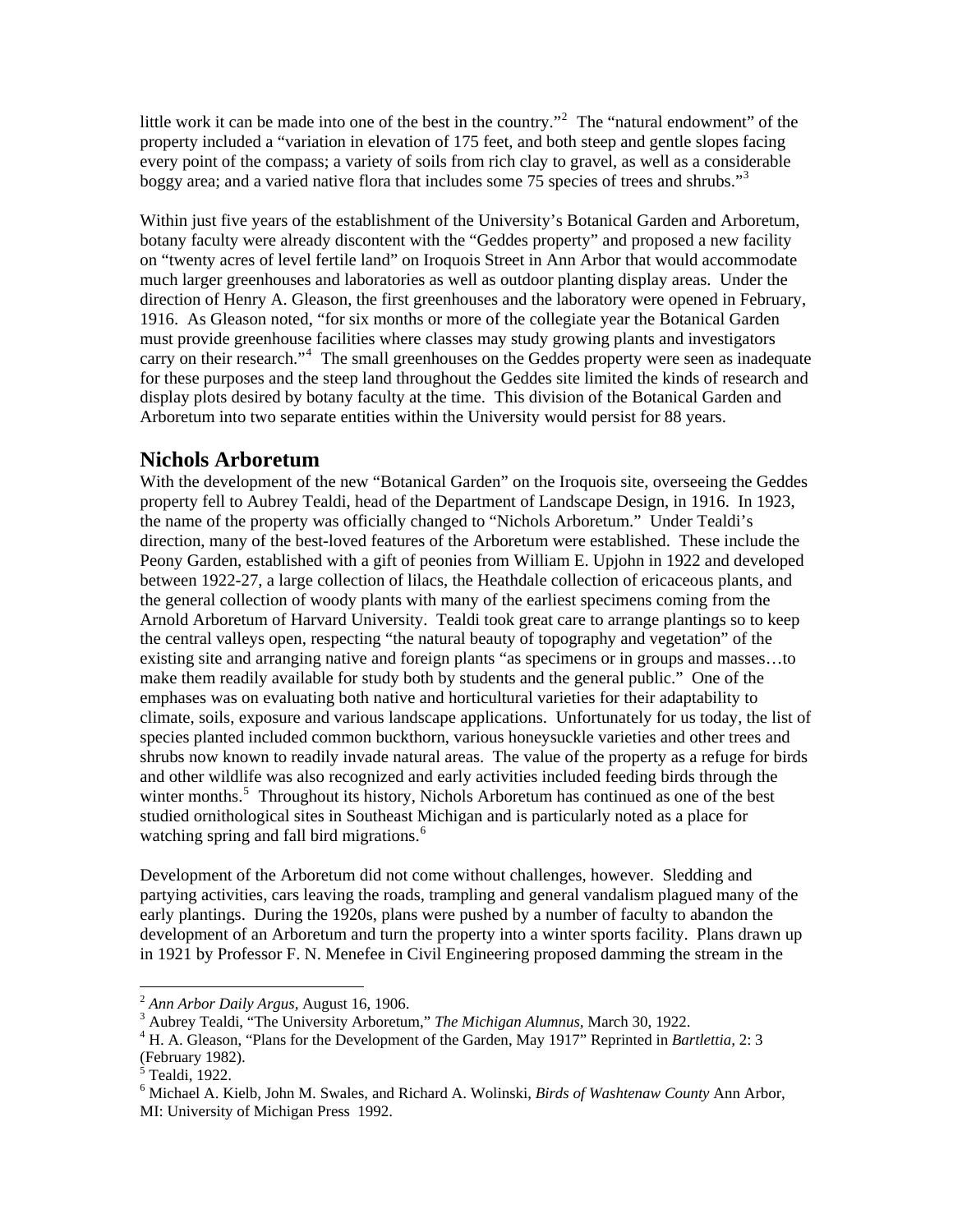little work it can be made into one of the best in the country."[2] The "natural endowment" of the property included a "variation in elevation of 175 feet, and both steep and gentle slopes facing every point of the compass; a variety of soils from rich clay to gravel, as well as a considerable boggy area; and a varied native flora that includes some 75 species of trees and shrubs."[3]

Within just five years of the establishment of the University's Botanical Garden and Arboretum, botany faculty were already discontent with the "Geddes property" and proposed a new facility on "twenty acres of level fertile land" on Iroquois Street in Ann Arbor that would accommodate much larger greenhouses and laboratories as well as outdoor planting display areas. Under the direction of Henry A. Gleason, the first greenhouses and the laboratory were opened in February, 1916. As Gleason noted, "for six months or more of the collegiate year the Botanical Garden must provide greenhouse facilities where classes may study growing plants and investigators carry on their research."[4] The small greenhouses on the Geddes property were seen as inadequate for these purposes and the steep land throughout the Geddes site limited the kinds of research and display plots desired by botany faculty at the time. This division of the Botanical Garden and Arboretum into two separate entities within the University would persist for 88 years.

## Nichols Arboretum

With the development of the new "Botanical Garden" on the Iroquois site, overseeing the Geddes property fell to Aubrey Tealdi, head of the Department of Landscape Design, in 1916. In 1923, the name of the property was officially changed to "Nichols Arboretum." Under Tealdi's direction, many of the best-loved features of the Arboretum were established. These include the Peony Garden, established with a gift of peonies from William E. Upjohn in 1922 and developed between 1922-27, a large collection of lilacs, the Heathdale collection of ericaceous plants, and the general collection of woody plants with many of the earliest specimens coming from the Arnold Arboretum of Harvard University. Tealdi took great care to arrange plantings so to keep the central valleys open, respecting "the natural beauty of topography and vegetation" of the existing site and arranging native and foreign plants "as specimens or in groups and masses…to make them readily available for study both by students and the general public." One of the emphases was on evaluating both native and horticultural varieties for their adaptability to climate, soils, exposure and various landscape applications. Unfortunately for us today, the list of species planted included common buckthorn, various honeysuckle varieties and other trees and shrubs now known to readily invade natural areas. The value of the property as a refuge for birds and other wildlife was also recognized and early activities included feeding birds through the winter months.[5] Throughout its history, Nichols Arboretum has continued as one of the best studied ornithological sites in Southeast Michigan and is particularly noted as a place for watching spring and fall bird migrations.[6]

Development of the Arboretum did not come without challenges, however. Sledding and partying activities, cars leaving the roads, trampling and general vandalism plagued many of the early plantings. During the 1920s, plans were pushed by a number of faculty to abandon the development of an Arboretum and turn the property into a winter sports facility. Plans drawn up in 1921 by Professor F. N. Menefee in Civil Engineering proposed damming the stream in the

---

[2] *Ann Arbor Daily Argus,* August 16, 1906.

[3] Aubrey Tealdi, "The University Arboretum," *The Michigan Alumnus,* March 30, 1922.

[4] H. A. Gleason, "Plans for the Development of the Garden, May 1917" Reprinted in *Bartlettia,* 2: 3 (February 1982).

[5] Tealdi, 1922.

[6] Michael A. Kielb, John M. Swales, and Richard A. Wolinski, *Birds of Washtenaw County* Ann Arbor, MI: University of Michigan Press 1992.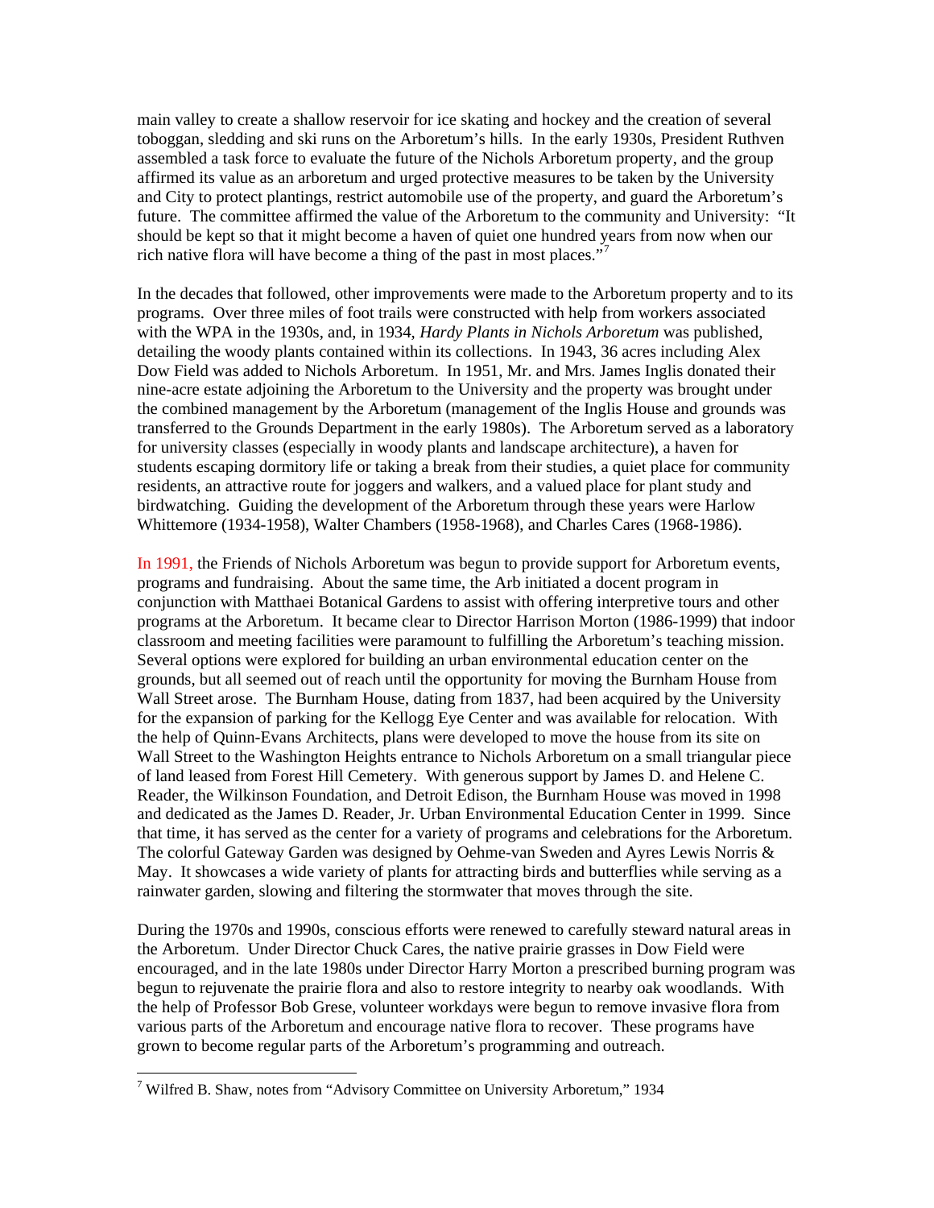main valley to create a shallow reservoir for ice skating and hockey and the creation of several toboggan, sledding and ski runs on the Arboretum's hills. In the early 1930s, President Ruthven assembled a task force to evaluate the future of the Nichols Arboretum property, and the group affirmed its value as an arboretum and urged protective measures to be taken by the University and City to protect plantings, restrict automobile use of the property, and guard the Arboretum's future. The committee affirmed the value of the Arboretum to the community and University: "It should be kept so that it might become a haven of quiet one hundred years from now when our rich native flora will have become a thing of the past in most places."[7]

In the decades that followed, other improvements were made to the Arboretum property and to its programs. Over three miles of foot trails were constructed with help from workers associated with the WPA in the 1930s, and, in 1934, *Hardy Plants in Nichols Arboretum* was published, detailing the woody plants contained within its collections. In 1943, 36 acres including Alex Dow Field was added to Nichols Arboretum. In 1951, Mr. and Mrs. James Inglis donated their nine-acre estate adjoining the Arboretum to the University and the property was brought under the combined management by the Arboretum (management of the Inglis House and grounds was transferred to the Grounds Department in the early 1980s). The Arboretum served as a laboratory for university classes (especially in woody plants and landscape architecture), a haven for students escaping dormitory life or taking a break from their studies, a quiet place for community residents, an attractive route for joggers and walkers, and a valued place for plant study and birdwatching. Guiding the development of the Arboretum through these years were Harlow Whittemore (1934-1958), Walter Chambers (1958-1968), and Charles Cares (1968-1986).

In 1991, the Friends of Nichols Arboretum was begun to provide support for Arboretum events, programs and fundraising. About the same time, the Arb initiated a docent program in conjunction with Matthaei Botanical Gardens to assist with offering interpretive tours and other programs at the Arboretum. It became clear to Director Harrison Morton (1986-1999) that indoor classroom and meeting facilities were paramount to fulfilling the Arboretum's teaching mission. Several options were explored for building an urban environmental education center on the grounds, but all seemed out of reach until the opportunity for moving the Burnham House from Wall Street arose. The Burnham House, dating from 1837, had been acquired by the University for the expansion of parking for the Kellogg Eye Center and was available for relocation. With the help of Quinn-Evans Architects, plans were developed to move the house from its site on Wall Street to the Washington Heights entrance to Nichols Arboretum on a small triangular piece of land leased from Forest Hill Cemetery. With generous support by James D. and Helene C. Reader, the Wilkinson Foundation, and Detroit Edison, the Burnham House was moved in 1998 and dedicated as the James D. Reader, Jr. Urban Environmental Education Center in 1999. Since that time, it has served as the center for a variety of programs and celebrations for the Arboretum. The colorful Gateway Garden was designed by Oehme-van Sweden and Ayres Lewis Norris & May. It showcases a wide variety of plants for attracting birds and butterflies while serving as a rainwater garden, slowing and filtering the stormwater that moves through the site.

During the 1970s and 1990s, conscious efforts were renewed to carefully steward natural areas in the Arboretum. Under Director Chuck Cares, the native prairie grasses in Dow Field were encouraged, and in the late 1980s under Director Harry Morton a prescribed burning program was begun to rejuvenate the prairie flora and also to restore integrity to nearby oak woodlands. With the help of Professor Bob Grese, volunteer workdays were begun to remove invasive flora from various parts of the Arboretum and encourage native flora to recover. These programs have grown to become regular parts of the Arboretum's programming and outreach.

[7] Wilfred B. Shaw, notes from "Advisory Committee on University Arboretum," 1934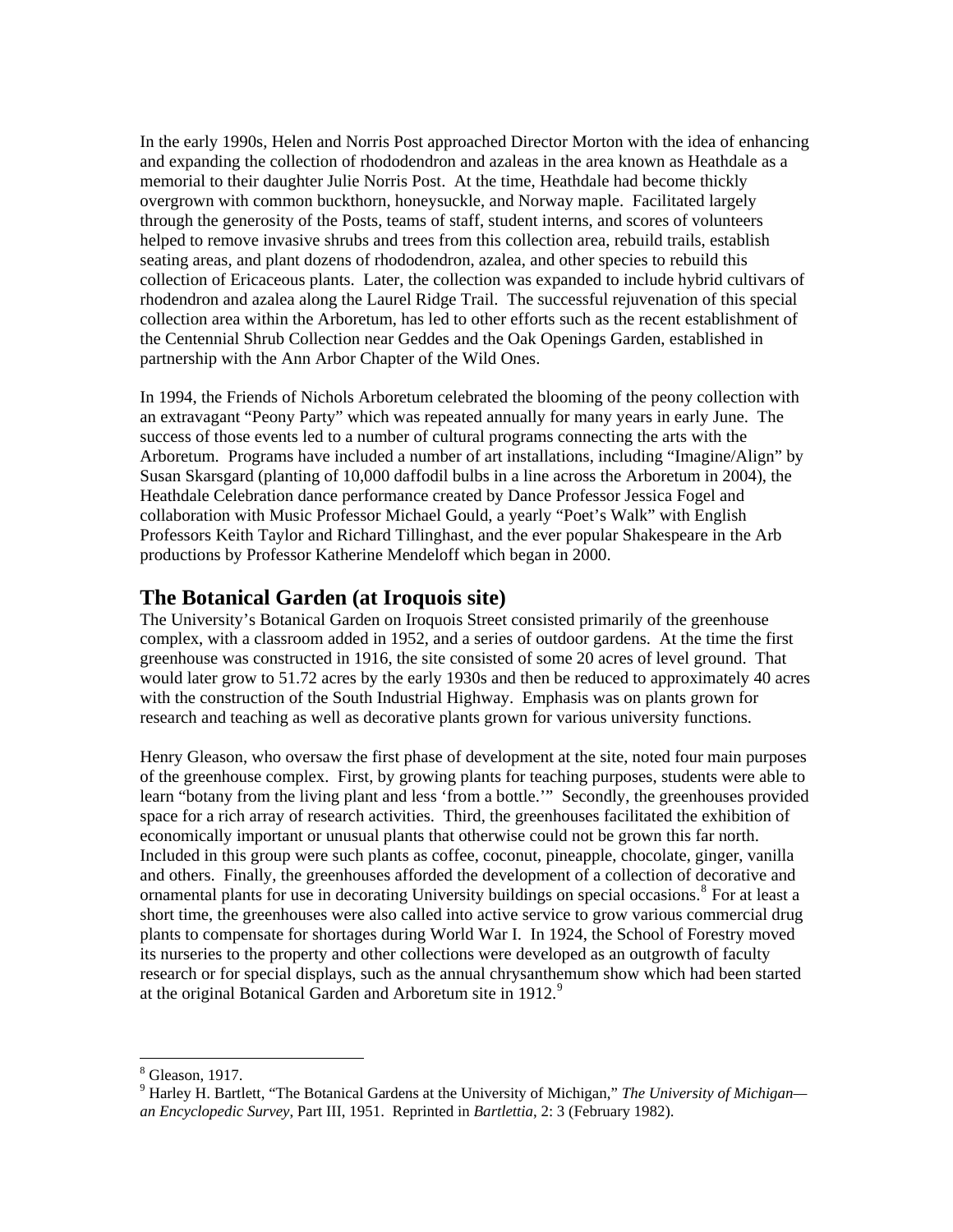In the early 1990s, Helen and Norris Post approached Director Morton with the idea of enhancing and expanding the collection of rhododendron and azaleas in the area known as Heathdale as a memorial to their daughter Julie Norris Post. At the time, Heathdale had become thickly overgrown with common buckthorn, honeysuckle, and Norway maple. Facilitated largely through the generosity of the Posts, teams of staff, student interns, and scores of volunteers helped to remove invasive shrubs and trees from this collection area, rebuild trails, establish seating areas, and plant dozens of rhododendron, azalea, and other species to rebuild this collection of Ericaceous plants. Later, the collection was expanded to include hybrid cultivars of rhodendron and azalea along the Laurel Ridge Trail. The successful rejuvenation of this special collection area within the Arboretum, has led to other efforts such as the recent establishment of the Centennial Shrub Collection near Geddes and the Oak Openings Garden, established in partnership with the Ann Arbor Chapter of the Wild Ones.

In 1994, the Friends of Nichols Arboretum celebrated the blooming of the peony collection with an extravagant "Peony Party" which was repeated annually for many years in early June. The success of those events led to a number of cultural programs connecting the arts with the Arboretum. Programs have included a number of art installations, including "Imagine/Align" by Susan Skarsgard (planting of 10,000 daffodil bulbs in a line across the Arboretum in 2004), the Heathdale Celebration dance performance created by Dance Professor Jessica Fogel and collaboration with Music Professor Michael Gould, a yearly "Poet's Walk" with English Professors Keith Taylor and Richard Tillinghast, and the ever popular Shakespeare in the Arb productions by Professor Katherine Mendeloff which began in 2000.

## The Botanical Garden (at Iroquois site)

The University's Botanical Garden on Iroquois Street consisted primarily of the greenhouse complex, with a classroom added in 1952, and a series of outdoor gardens. At the time the first greenhouse was constructed in 1916, the site consisted of some 20 acres of level ground. That would later grow to 51.72 acres by the early 1930s and then be reduced to approximately 40 acres with the construction of the South Industrial Highway. Emphasis was on plants grown for research and teaching as well as decorative plants grown for various university functions.

Henry Gleason, who oversaw the first phase of development at the site, noted four main purposes of the greenhouse complex. First, by growing plants for teaching purposes, students were able to learn "botany from the living plant and less 'from a bottle.'" Secondly, the greenhouses provided space for a rich array of research activities. Third, the greenhouses facilitated the exhibition of economically important or unusual plants that otherwise could not be grown this far north. Included in this group were such plants as coffee, coconut, pineapple, chocolate, ginger, vanilla and others. Finally, the greenhouses afforded the development of a collection of decorative and ornamental plants for use in decorating University buildings on special occasions.[8] For at least a short time, the greenhouses were also called into active service to grow various commercial drug plants to compensate for shortages during World War I. In 1924, the School of Forestry moved its nurseries to the property and other collections were developed as an outgrowth of faculty research or for special displays, such as the annual chrysanthemum show which had been started at the original Botanical Garden and Arboretum site in 1912.[9]

---

[8] Gleason, 1917.

[9] Harley H. Bartlett, "The Botanical Gardens at the University of Michigan," *The University of Michigan—an Encyclopedic Survey*, Part III, 1951. Reprinted in *Bartlettia*, 2: 3 (February 1982).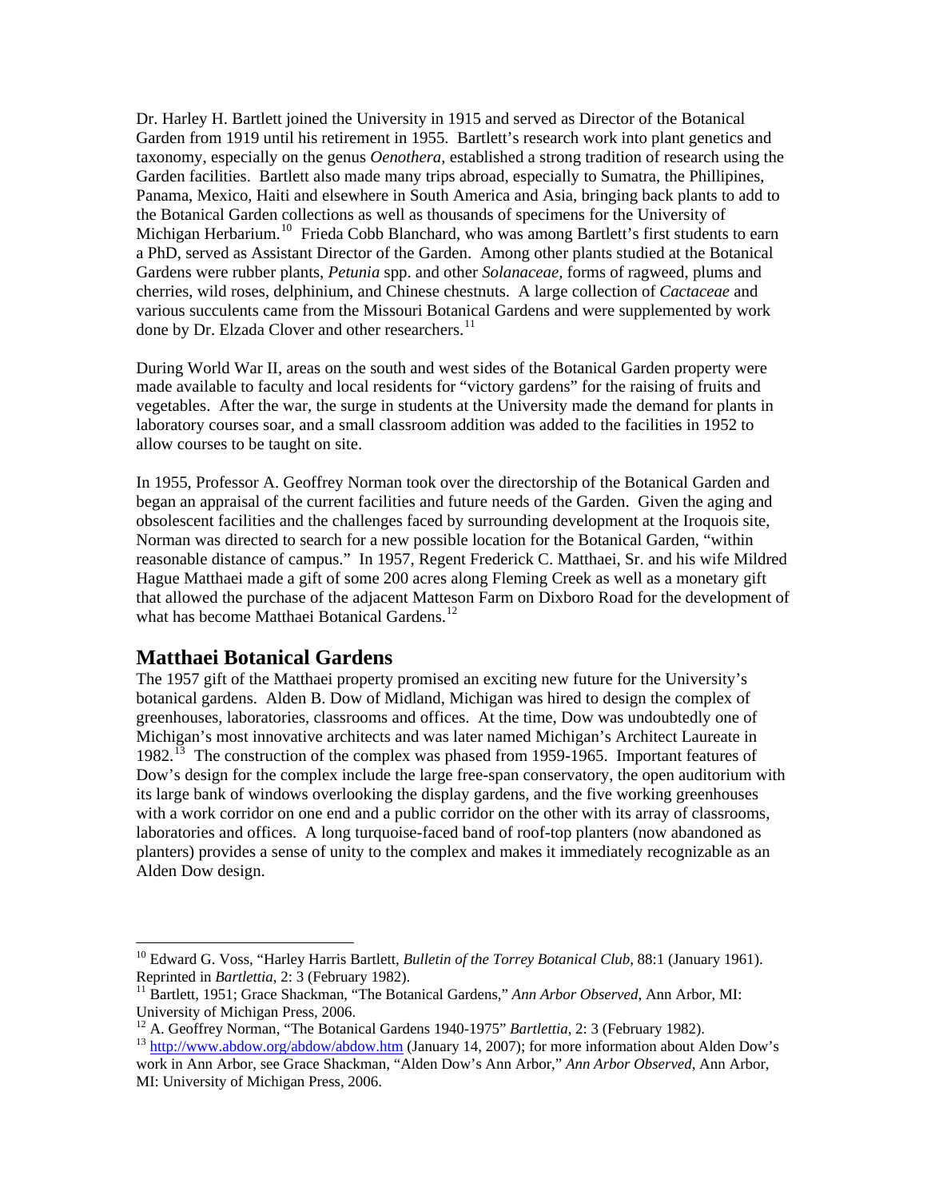Dr. Harley H. Bartlett joined the University in 1915 and served as Director of the Botanical Garden from 1919 until his retirement in 1955. Bartlett's research work into plant genetics and taxonomy, especially on the genus *Oenothera*, established a strong tradition of research using the Garden facilities. Bartlett also made many trips abroad, especially to Sumatra, the Phillipines, Panama, Mexico, Haiti and elsewhere in South America and Asia, bringing back plants to add to the Botanical Garden collections as well as thousands of specimens for the University of Michigan Herbarium.[10] Frieda Cobb Blanchard, who was among Bartlett's first students to earn a PhD, served as Assistant Director of the Garden. Among other plants studied at the Botanical Gardens were rubber plants, *Petunia* spp. and other *Solanaceae*, forms of ragweed, plums and cherries, wild roses, delphinium, and Chinese chestnuts. A large collection of *Cactaceae* and various succulents came from the Missouri Botanical Gardens and were supplemented by work done by Dr. Elzada Clover and other researchers.[11]

During World War II, areas on the south and west sides of the Botanical Garden property were made available to faculty and local residents for "victory gardens" for the raising of fruits and vegetables. After the war, the surge in students at the University made the demand for plants in laboratory courses soar, and a small classroom addition was added to the facilities in 1952 to allow courses to be taught on site.

In 1955, Professor A. Geoffrey Norman took over the directorship of the Botanical Garden and began an appraisal of the current facilities and future needs of the Garden. Given the aging and obsolescent facilities and the challenges faced by surrounding development at the Iroquois site, Norman was directed to search for a new possible location for the Botanical Garden, "within reasonable distance of campus." In 1957, Regent Frederick C. Matthaei, Sr. and his wife Mildred Hague Matthaei made a gift of some 200 acres along Fleming Creek as well as a monetary gift that allowed the purchase of the adjacent Matteson Farm on Dixboro Road for the development of what has become Matthaei Botanical Gardens.[12]

## Matthaei Botanical Gardens

The 1957 gift of the Matthaei property promised an exciting new future for the University's botanical gardens. Alden B. Dow of Midland, Michigan was hired to design the complex of greenhouses, laboratories, classrooms and offices. At the time, Dow was undoubtedly one of Michigan's most innovative architects and was later named Michigan's Architect Laureate in 1982.[13] The construction of the complex was phased from 1959-1965. Important features of Dow's design for the complex include the large free-span conservatory, the open auditorium with its large bank of windows overlooking the display gardens, and the five working greenhouses with a work corridor on one end and a public corridor on the other with its array of classrooms, laboratories and offices. A long turquoise-faced band of roof-top planters (now abandoned as planters) provides a sense of unity to the complex and makes it immediately recognizable as an Alden Dow design.

---

[10] Edward G. Voss, "Harley Harris Bartlett, *Bulletin of the Torrey Botanical Club,* 88:1 (January 1961). Reprinted in *Bartlettia*, 2: 3 (February 1982).

[11] Bartlett, 1951; Grace Shackman, "The Botanical Gardens," *Ann Arbor Observed,* Ann Arbor, MI: University of Michigan Press, 2006.

[12] A. Geoffrey Norman, "The Botanical Gardens 1940-1975" *Bartlettia*, 2: 3 (February 1982).

[13] http://www.abdow.org/abdow/abdow.htm (January 14, 2007); for more information about Alden Dow's work in Ann Arbor, see Grace Shackman, "Alden Dow's Ann Arbor," *Ann Arbor Observed*, Ann Arbor, MI: University of Michigan Press, 2006.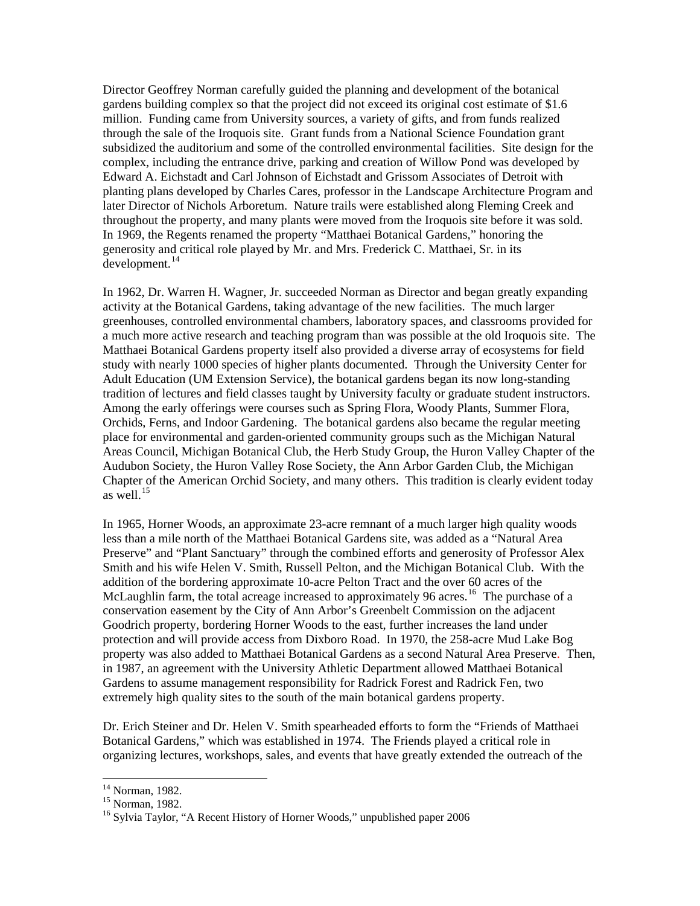Director Geoffrey Norman carefully guided the planning and development of the botanical gardens building complex so that the project did not exceed its original cost estimate of $1.6 million. Funding came from University sources, a variety of gifts, and from funds realized through the sale of the Iroquois site. Grant funds from a National Science Foundation grant subsidized the auditorium and some of the controlled environmental facilities. Site design for the complex, including the entrance drive, parking and creation of Willow Pond was developed by Edward A. Eichstadt and Carl Johnson of Eichstadt and Grissom Associates of Detroit with planting plans developed by Charles Cares, professor in the Landscape Architecture Program and later Director of Nichols Arboretum. Nature trails were established along Fleming Creek and throughout the property, and many plants were moved from the Iroquois site before it was sold. In 1969, the Regents renamed the property "Matthaei Botanical Gardens," honoring the generosity and critical role played by Mr. and Mrs. Frederick C. Matthaei, Sr. in its development.[14]

In 1962, Dr. Warren H. Wagner, Jr. succeeded Norman as Director and began greatly expanding activity at the Botanical Gardens, taking advantage of the new facilities. The much larger greenhouses, controlled environmental chambers, laboratory spaces, and classrooms provided for a much more active research and teaching program than was possible at the old Iroquois site. The Matthaei Botanical Gardens property itself also provided a diverse array of ecosystems for field study with nearly 1000 species of higher plants documented. Through the University Center for Adult Education (UM Extension Service), the botanical gardens began its now long-standing tradition of lectures and field classes taught by University faculty or graduate student instructors. Among the early offerings were courses such as Spring Flora, Woody Plants, Summer Flora, Orchids, Ferns, and Indoor Gardening. The botanical gardens also became the regular meeting place for environmental and garden-oriented community groups such as the Michigan Natural Areas Council, Michigan Botanical Club, the Herb Study Group, the Huron Valley Chapter of the Audubon Society, the Huron Valley Rose Society, the Ann Arbor Garden Club, the Michigan Chapter of the American Orchid Society, and many others. This tradition is clearly evident today as well.[15]

In 1965, Horner Woods, an approximate 23-acre remnant of a much larger high quality woods less than a mile north of the Matthaei Botanical Gardens site, was added as a "Natural Area Preserve" and "Plant Sanctuary" through the combined efforts and generosity of Professor Alex Smith and his wife Helen V. Smith, Russell Pelton, and the Michigan Botanical Club. With the addition of the bordering approximate 10-acre Pelton Tract and the over 60 acres of the McLaughlin farm, the total acreage increased to approximately 96 acres.[16] The purchase of a conservation easement by the City of Ann Arbor's Greenbelt Commission on the adjacent Goodrich property, bordering Horner Woods to the east, further increases the land under protection and will provide access from Dixboro Road. In 1970, the 258-acre Mud Lake Bog property was also added to Matthaei Botanical Gardens as a second Natural Area Preserve. Then, in 1987, an agreement with the University Athletic Department allowed Matthaei Botanical Gardens to assume management responsibility for Radrick Forest and Radrick Fen, two extremely high quality sites to the south of the main botanical gardens property.

Dr. Erich Steiner and Dr. Helen V. Smith spearheaded efforts to form the "Friends of Matthaei Botanical Gardens," which was established in 1974. The Friends played a critical role in organizing lectures, workshops, sales, and events that have greatly extended the outreach of the

---

[14] Norman, 1982.

[15] Norman, 1982.

[16] Sylvia Taylor, "A Recent History of Horner Woods," unpublished paper 2006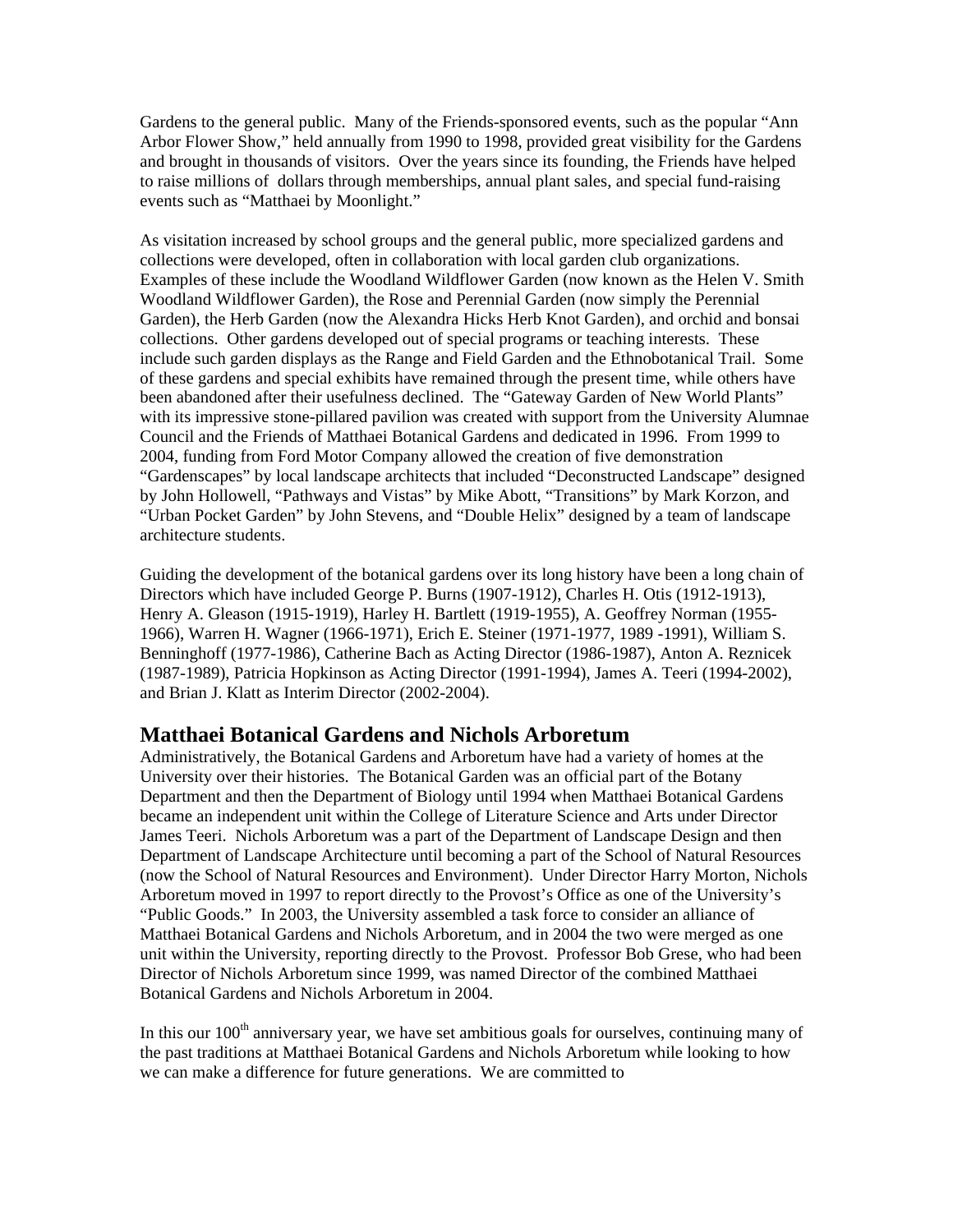Gardens to the general public. Many of the Friends-sponsored events, such as the popular "Ann Arbor Flower Show," held annually from 1990 to 1998, provided great visibility for the Gardens and brought in thousands of visitors. Over the years since its founding, the Friends have helped to raise millions of dollars through memberships, annual plant sales, and special fund-raising events such as "Matthaei by Moonlight."

As visitation increased by school groups and the general public, more specialized gardens and collections were developed, often in collaboration with local garden club organizations. Examples of these include the Woodland Wildflower Garden (now known as the Helen V. Smith Woodland Wildflower Garden), the Rose and Perennial Garden (now simply the Perennial Garden), the Herb Garden (now the Alexandra Hicks Herb Knot Garden), and orchid and bonsai collections. Other gardens developed out of special programs or teaching interests. These include such garden displays as the Range and Field Garden and the Ethnobotanical Trail. Some of these gardens and special exhibits have remained through the present time, while others have been abandoned after their usefulness declined. The "Gateway Garden of New World Plants" with its impressive stone-pillared pavilion was created with support from the University Alumnae Council and the Friends of Matthaei Botanical Gardens and dedicated in 1996. From 1999 to 2004, funding from Ford Motor Company allowed the creation of five demonstration "Gardenscapes" by local landscape architects that included "Deconstructed Landscape" designed by John Hollowell, "Pathways and Vistas" by Mike Abott, "Transitions" by Mark Korzon, and "Urban Pocket Garden" by John Stevens, and "Double Helix" designed by a team of landscape architecture students.

Guiding the development of the botanical gardens over its long history have been a long chain of Directors which have included George P. Burns (1907-1912), Charles H. Otis (1912-1913), Henry A. Gleason (1915-1919), Harley H. Bartlett (1919-1955), A. Geoffrey Norman (1955-1966), Warren H. Wagner (1966-1971), Erich E. Steiner (1971-1977, 1989 -1991), William S. Benninghoff (1977-1986), Catherine Bach as Acting Director (1986-1987), Anton A. Reznicek (1987-1989), Patricia Hopkinson as Acting Director (1991-1994), James A. Teeri (1994-2002), and Brian J. Klatt as Interim Director (2002-2004).

## Matthaei Botanical Gardens and Nichols Arboretum

Administratively, the Botanical Gardens and Arboretum have had a variety of homes at the University over their histories. The Botanical Garden was an official part of the Botany Department and then the Department of Biology until 1994 when Matthaei Botanical Gardens became an independent unit within the College of Literature Science and Arts under Director James Teeri. Nichols Arboretum was a part of the Department of Landscape Design and then Department of Landscape Architecture until becoming a part of the School of Natural Resources (now the School of Natural Resources and Environment). Under Director Harry Morton, Nichols Arboretum moved in 1997 to report directly to the Provost's Office as one of the University's "Public Goods." In 2003, the University assembled a task force to consider an alliance of Matthaei Botanical Gardens and Nichols Arboretum, and in 2004 the two were merged as one unit within the University, reporting directly to the Provost. Professor Bob Grese, who had been Director of Nichols Arboretum since 1999, was named Director of the combined Matthaei Botanical Gardens and Nichols Arboretum in 2004.

In this our 100th anniversary year, we have set ambitious goals for ourselves, continuing many of the past traditions at Matthaei Botanical Gardens and Nichols Arboretum while looking to how we can make a difference for future generations. We are committed to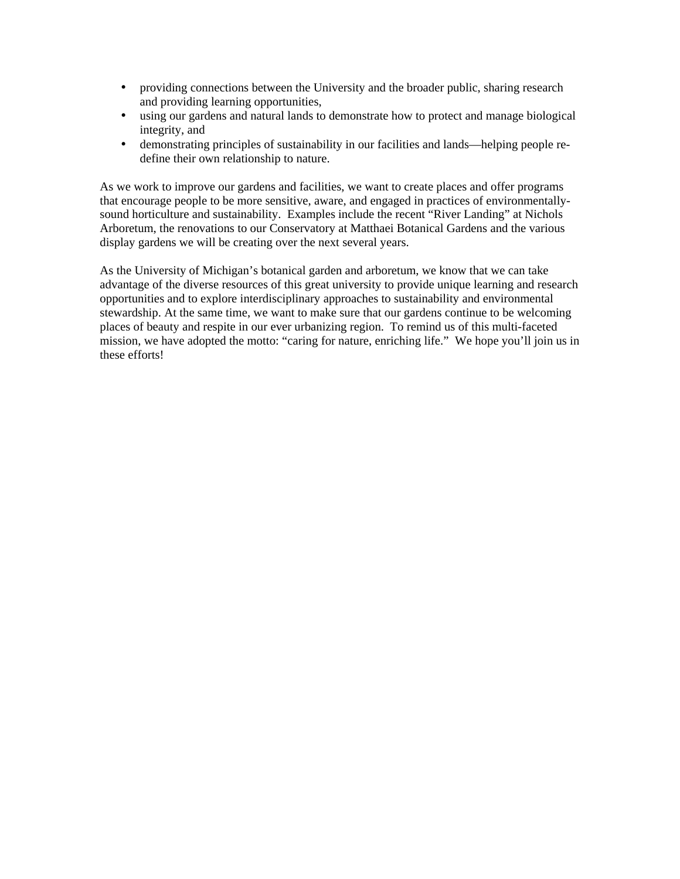- providing connections between the University and the broader public, sharing research and providing learning opportunities,
- using our gardens and natural lands to demonstrate how to protect and manage biological integrity, and
- demonstrating principles of sustainability in our facilities and lands—helping people re-define their own relationship to nature.

As we work to improve our gardens and facilities, we want to create places and offer programs that encourage people to be more sensitive, aware, and engaged in practices of environmentally-sound horticulture and sustainability. Examples include the recent “River Landing” at Nichols Arboretum, the renovations to our Conservatory at Matthaei Botanical Gardens and the various display gardens we will be creating over the next several years.

As the University of Michigan’s botanical garden and arboretum, we know that we can take advantage of the diverse resources of this great university to provide unique learning and research opportunities and to explore interdisciplinary approaches to sustainability and environmental stewardship. At the same time, we want to make sure that our gardens continue to be welcoming places of beauty and respite in our ever urbanizing region. To remind us of this multi-faceted mission, we have adopted the motto: “caring for nature, enriching life.” We hope you’ll join us in these efforts!